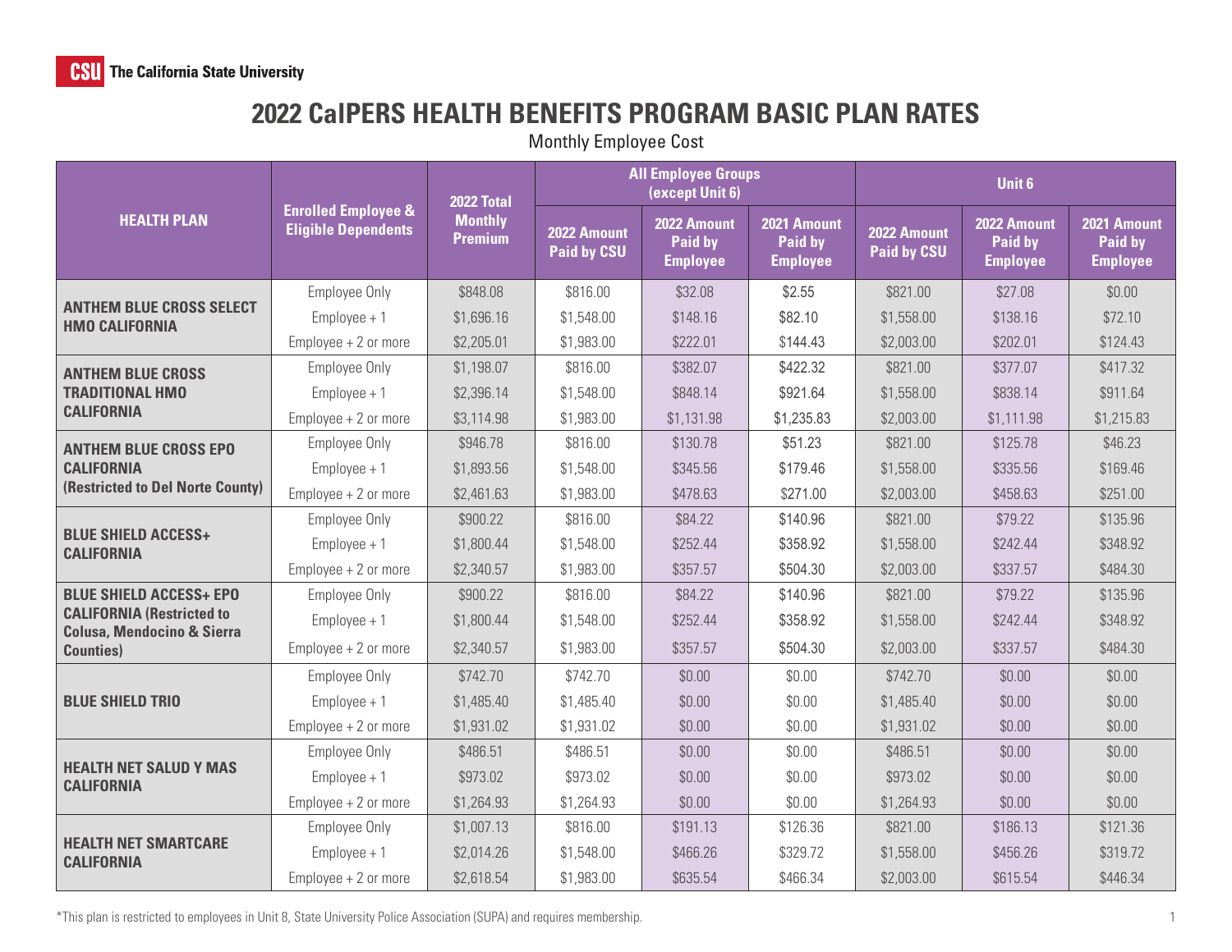The California State University

# 2022 CalPERS HEALTH BENEFITS PROGRAM BASIC PLAN RATES

Monthly Employee Cost

| HEALTH PLAN | Enrolled Employee & Eligible Dependents | 2022 Total Monthly Premium | All Employee Groups (except Unit 6) | | | Unit 6 | | |
|---|---|---|---|---|---|---|---|---|
| | | | 2022 Amount Paid by CSU | 2022 Amount Paid by Employee | 2021 Amount Paid by Employee | 2022 Amount Paid by CSU | 2022 Amount Paid by Employee | 2021 Amount Paid by Employee |
| **ANTHEM BLUE CROSS SELECT HMO CALIFORNIA** | Employee Only | $848.08 | $816.00 | $32.08 | $2.55 | $821.00 | $27.08 | $0.00 |
| | Employee + 1 | $1,696.16 | $1,548.00 | $148.16 | $82.10 | $1,558.00 | $138.16 | $72.10 |
| | Employee + 2 or more | $2,205.01 | $1,983.00 | $222.01 | $144.43 | $2,003.00 | $202.01 | $124.43 |
| **ANTHEM BLUE CROSS TRADITIONAL HMO CALIFORNIA** | Employee Only | $1,198.07 | $816.00 | $382.07 | $422.32 | $821.00 | $377.07 | $417.32 |
| | Employee + 1 | $2,396.14 | $1,548.00 | $848.14 | $921.64 | $1,558.00 | $838.14 | $911.64 |
| | Employee + 2 or more | $3,114.98 | $1,983.00 | $1,131.98 | $1,235.83 | $2,003.00 | $1,111.98 | $1,215.83 |
| **ANTHEM BLUE CROSS EPO CALIFORNIA (Restricted to Del Norte County)** | Employee Only | $946.78 | $816.00 | $130.78 | $51.23 | $821.00 | $125.78 | $46.23 |
| | Employee + 1 | $1,893.56 | $1,548.00 | $345.56 | $179.46 | $1,558.00 | $335.56 | $169.46 |
| | Employee + 2 or more | $2,461.63 | $1,983.00 | $478.63 | $271.00 | $2,003.00 | $458.63 | $251.00 |
| **BLUE SHIELD ACCESS+ CALIFORNIA** | Employee Only | $900.22 | $816.00 | $84.22 | $140.96 | $821.00 | $79.22 | $135.96 |
| | Employee + 1 | $1,800.44 | $1,548.00 | $252.44 | $358.92 | $1,558.00 | $242.44 | $348.92 |
| | Employee + 2 or more | $2,340.57 | $1,983.00 | $357.57 | $504.30 | $2,003.00 | $337.57 | $484.30 |
| **BLUE SHIELD ACCESS+ EPO CALIFORNIA (Restricted to Colusa, Mendocino & Sierra Counties)** | Employee Only | $900.22 | $816.00 | $84.22 | $140.96 | $821.00 | $79.22 | $135.96 |
| | Employee + 1 | $1,800.44 | $1,548.00 | $252.44 | $358.92 | $1,558.00 | $242.44 | $348.92 |
| | Employee + 2 or more | $2,340.57 | $1,983.00 | $357.57 | $504.30 | $2,003.00 | $337.57 | $484.30 |
| **BLUE SHIELD TRIO** | Employee Only | $742.70 | $742.70 | $0.00 | $0.00 | $742.70 | $0.00 | $0.00 |
| | Employee + 1 | $1,485.40 | $1,485.40 | $0.00 | $0.00 | $1,485.40 | $0.00 | $0.00 |
| | Employee + 2 or more | $1,931.02 | $1,931.02 | $0.00 | $0.00 | $1,931.02 | $0.00 | $0.00 |
| **HEALTH NET SALUD Y MAS CALIFORNIA** | Employee Only | $486.51 | $486.51 | $0.00 | $0.00 | $486.51 | $0.00 | $0.00 |
| | Employee + 1 | $973.02 | $973.02 | $0.00 | $0.00 | $973.02 | $0.00 | $0.00 |
| | Employee + 2 or more | $1,264.93 | $1,264.93 | $0.00 | $0.00 | $1,264.93 | $0.00 | $0.00 |
| **HEALTH NET SMARTCARE CALIFORNIA** | Employee Only | $1,007.13 | $816.00 | $191.13 | $126.36 | $821.00 | $186.13 | $121.36 |
| | Employee + 1 | $2,014.26 | $1,548.00 | $466.26 | $329.72 | $1,558.00 | $456.26 | $319.72 |
| | Employee + 2 or more | $2,618.54 | $1,983.00 | $635.54 | $466.34 | $2,003.00 | $615.54 | $446.34 |

*This plan is restricted to employees in Unit 8, State University Police Association (SUPA) and requires membership.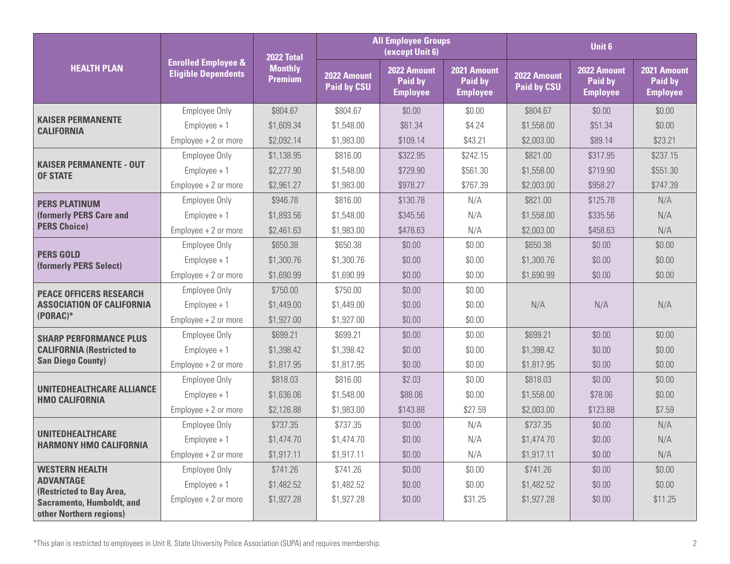| HEALTH PLAN | Enrolled Employee & Eligible Dependents | 2022 Total Monthly Premium | All Employee Groups (except Unit 6) | | | Unit 6 | | |
|---|---|---|---|---|---|---|---|---|
| | | | 2022 Amount Paid by CSU | 2022 Amount Paid by Employee | 2021 Amount Paid by Employee | 2022 Amount Paid by CSU | 2022 Amount Paid by Employee | 2021 Amount Paid by Employee |
| **KAISER PERMANENTE CALIFORNIA** | Employee Only | $804.67 | $804.67 | $0.00 | $0.00 | $804.67 | $0.00 | $0.00 |
| | Employee + 1 | $1,609.34 | $1,548.00 | $61.34 | $4.24 | $1,558.00 | $51.34 | $0.00 |
| | Employee + 2 or more | $2,092.14 | $1,983.00 | $109.14 | $43.21 | $2,003.00 | $89.14 | $23.21 |
| **KAISER PERMANENTE - OUT OF STATE** | Employee Only | $1,138.95 | $816.00 | $322.95 | $242.15 | $821.00 | $317.95 | $237.15 |
| | Employee + 1 | $2,277.90 | $1,548.00 | $729.90 | $561.30 | $1,558.00 | $719.90 | $551.30 |
| | Employee + 2 or more | $2,961.27 | $1,983.00 | $978.27 | $767.39 | $2,003.00 | $958.27 | $747.39 |
| **PERS PLATINUM (formerly PERS Care and PERS Choice)** | Employee Only | $946.78 | $816.00 | $130.78 | N/A | $821.00 | $125.78 | N/A |
| | Employee + 1 | $1,893.56 | $1,548.00 | $345.56 | N/A | $1,558.00 | $335.56 | N/A |
| | Employee + 2 or more | $2,461.63 | $1,983.00 | $478.63 | N/A | $2,003.00 | $458.63 | N/A |
| **PERS GOLD (formerly PERS Select)** | Employee Only | $650.38 | $650.38 | $0.00 | $0.00 | $650.38 | $0.00 | $0.00 |
| | Employee + 1 | $1,300.76 | $1,300.76 | $0.00 | $0.00 | $1,300.76 | $0.00 | $0.00 |
| | Employee + 2 or more | $1,690.99 | $1,690.99 | $0.00 | $0.00 | $1,690.99 | $0.00 | $0.00 |
| **PEACE OFFICERS RESEARCH ASSOCIATION OF CALIFORNIA (PORAC)*** | Employee Only | $750.00 | $750.00 | $0.00 | $0.00 | N/A | N/A | N/A |
| | Employee + 1 | $1,449.00 | $1,449.00 | $0.00 | $0.00 | | | |
| | Employee + 2 or more | $1,927.00 | $1,927.00 | $0.00 | $0.00 | | | |
| **SHARP PERFORMANCE PLUS CALIFORNIA (Restricted to San Diego County)** | Employee Only | $699.21 | $699.21 | $0.00 | $0.00 | $699.21 | $0.00 | $0.00 |
| | Employee + 1 | $1,398.42 | $1,398.42 | $0.00 | $0.00 | $1,398.42 | $0.00 | $0.00 |
| | Employee + 2 or more | $1,817.95 | $1,817.95 | $0.00 | $0.00 | $1,817.95 | $0.00 | $0.00 |
| **UNITEDHEALTHCARE ALLIANCE HMO CALIFORNIA** | Employee Only | $818.03 | $816.00 | $2.03 | $0.00 | $818.03 | $0.00 | $0.00 |
| | Employee + 1 | $1,636.06 | $1,548.00 | $88.06 | $0.00 | $1,558.00 | $78.06 | $0.00 |
| | Employee + 2 or more | $2,126.88 | $1,983.00 | $143.88 | $27.59 | $2,003.00 | $123.88 | $7.59 |
| **UNITEDHEALTHCARE HARMONY HMO CALIFORNIA** | Employee Only | $737.35 | $737.35 | $0.00 | N/A | $737.35 | $0.00 | N/A |
| | Employee + 1 | $1,474.70 | $1,474.70 | $0.00 | N/A | $1,474.70 | $0.00 | N/A |
| | Employee + 2 or more | $1,917.11 | $1,917.11 | $0.00 | N/A | $1,917.11 | $0.00 | N/A |
| **WESTERN HEALTH ADVANTAGE (Restricted to Bay Area, Sacramento, Humboldt, and other Northern regions)** | Employee Only | $741.26 | $741.26 | $0.00 | $0.00 | $741.26 | $0.00 | $0.00 |
| | Employee + 1 | $1,482.52 | $1,482.52 | $0.00 | $0.00 | $1,482.52 | $0.00 | $0.00 |
| | Employee + 2 or more | $1,927.28 | $1,927.28 | $0.00 | $31.25 | $1,927.28 | $0.00 | $11.25 |

*This plan is restricted to employees in Unit 8, State University Police Association (SUPA) and requires membership.